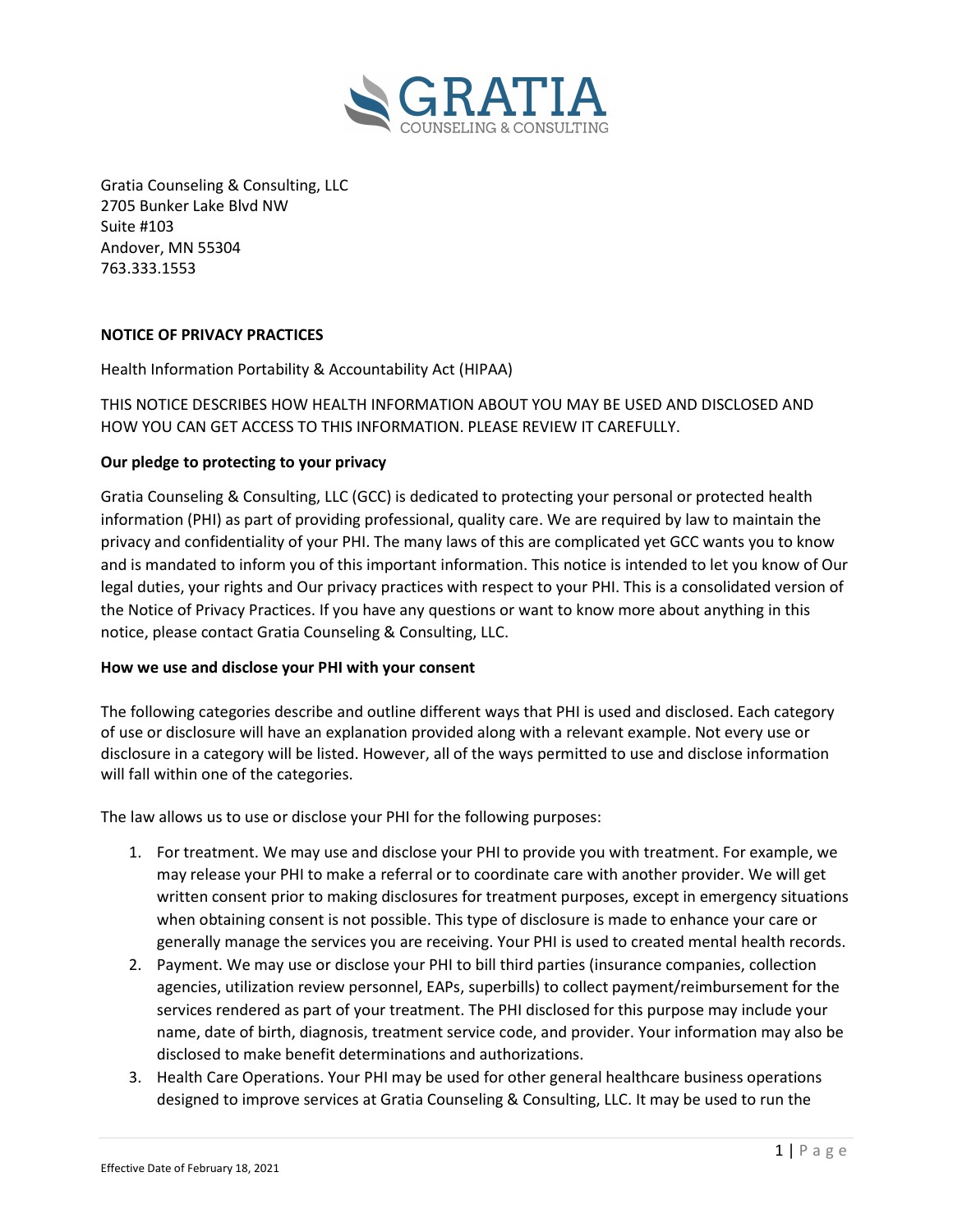GRATIA
COUNSELING & CONSULTING

Gratia Counseling & Consulting, LLC
2705 Bunker Lake Blvd NW
Suite #103
Andover, MN 55304
763.333.1553

**NOTICE OF PRIVACY PRACTICES**

Health Information Portability & Accountability Act (HIPAA)

THIS NOTICE DESCRIBES HOW HEALTH INFORMATION ABOUT YOU MAY BE USED AND DISCLOSED AND HOW YOU CAN GET ACCESS TO THIS INFORMATION. PLEASE REVIEW IT CAREFULLY.

**Our pledge to protecting to your privacy**

Gratia Counseling & Consulting, LLC (GCC) is dedicated to protecting your personal or protected health information (PHI) as part of providing professional, quality care. We are required by law to maintain the privacy and confidentiality of your PHI. The many laws of this are complicated yet GCC wants you to know and is mandated to inform you of this important information. This notice is intended to let you know of Our legal duties, your rights and Our privacy practices with respect to your PHI. This is a consolidated version of the Notice of Privacy Practices. If you have any questions or want to know more about anything in this notice, please contact Gratia Counseling & Consulting, LLC.

**How we use and disclose your PHI with your consent**

The following categories describe and outline different ways that PHI is used and disclosed. Each category of use or disclosure will have an explanation provided along with a relevant example. Not every use or disclosure in a category will be listed. However, all of the ways permitted to use and disclose information will fall within one of the categories.

The law allows us to use or disclose your PHI for the following purposes:

1. For treatment. We may use and disclose your PHI to provide you with treatment. For example, we may release your PHI to make a referral or to coordinate care with another provider. We will get written consent prior to making disclosures for treatment purposes, except in emergency situations when obtaining consent is not possible. This type of disclosure is made to enhance your care or generally manage the services you are receiving. Your PHI is used to created mental health records.
2. Payment. We may use or disclose your PHI to bill third parties (insurance companies, collection agencies, utilization review personnel, EAPs, superbills) to collect payment/reimbursement for the services rendered as part of your treatment. The PHI disclosed for this purpose may include your name, date of birth, diagnosis, treatment service code, and provider. Your information may also be disclosed to make benefit determinations and authorizations.
3. Health Care Operations. Your PHI may be used for other general healthcare business operations designed to improve services at Gratia Counseling & Consulting, LLC. It may be used to run the

Effective Date of February 18, 2021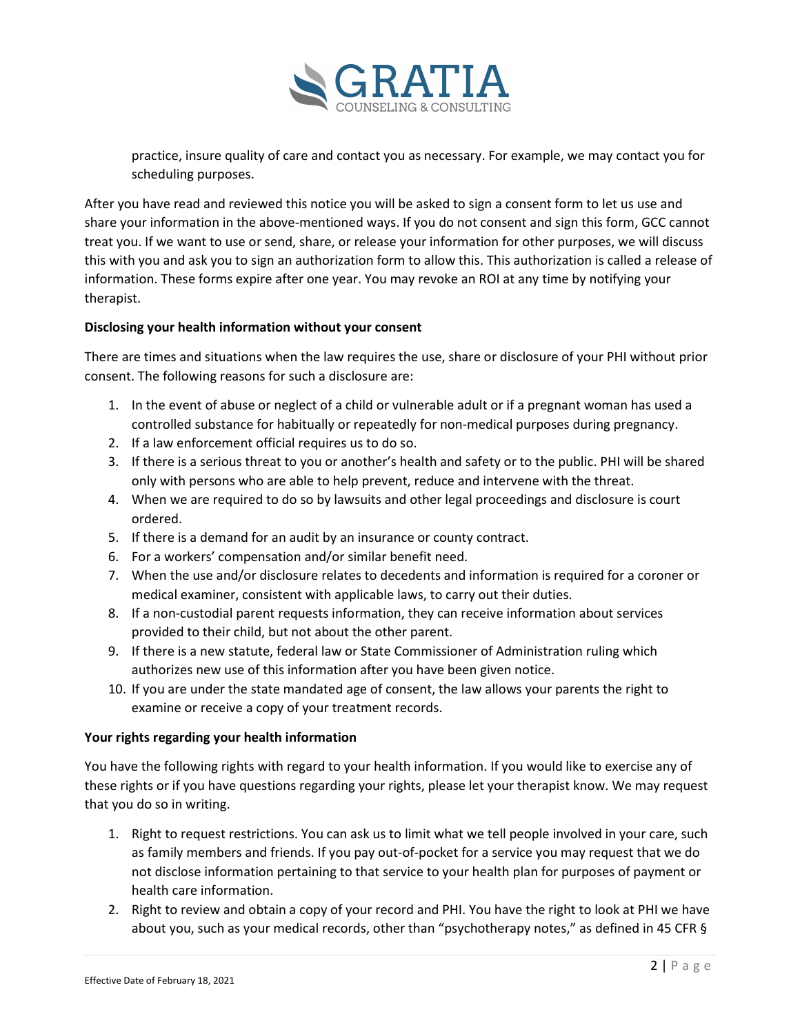practice, insure quality of care and contact you as necessary. For example, we may contact you for scheduling purposes.

After you have read and reviewed this notice you will be asked to sign a consent form to let us use and share your information in the above-mentioned ways. If you do not consent and sign this form, GCC cannot treat you. If we want to use or send, share, or release your information for other purposes, we will discuss this with you and ask you to sign an authorization form to allow this. This authorization is called a release of information. These forms expire after one year. You may revoke an ROI at any time by notifying your therapist.

**Disclosing your health information without your consent**

There are times and situations when the law requires the use, share or disclosure of your PHI without prior consent. The following reasons for such a disclosure are:

1. In the event of abuse or neglect of a child or vulnerable adult or if a pregnant woman has used a controlled substance for habitually or repeatedly for non-medical purposes during pregnancy.
2. If a law enforcement official requires us to do so.
3. If there is a serious threat to you or another's health and safety or to the public. PHI will be shared only with persons who are able to help prevent, reduce and intervene with the threat.
4. When we are required to do so by lawsuits and other legal proceedings and disclosure is court ordered.
5. If there is a demand for an audit by an insurance or county contract.
6. For a workers' compensation and/or similar benefit need.
7. When the use and/or disclosure relates to decedents and information is required for a coroner or medical examiner, consistent with applicable laws, to carry out their duties.
8. If a non-custodial parent requests information, they can receive information about services provided to their child, but not about the other parent.
9. If there is a new statute, federal law or State Commissioner of Administration ruling which authorizes new use of this information after you have been given notice.
10. If you are under the state mandated age of consent, the law allows your parents the right to examine or receive a copy of your treatment records.

**Your rights regarding your health information**

You have the following rights with regard to your health information. If you would like to exercise any of these rights or if you have questions regarding your rights, please let your therapist know. We may request that you do so in writing.

1. Right to request restrictions. You can ask us to limit what we tell people involved in your care, such as family members and friends. If you pay out-of-pocket for a service you may request that we do not disclose information pertaining to that service to your health plan for purposes of payment or health care information.
2. Right to review and obtain a copy of your record and PHI. You have the right to look at PHI we have about you, such as your medical records, other than "psychotherapy notes," as defined in 45 CFR §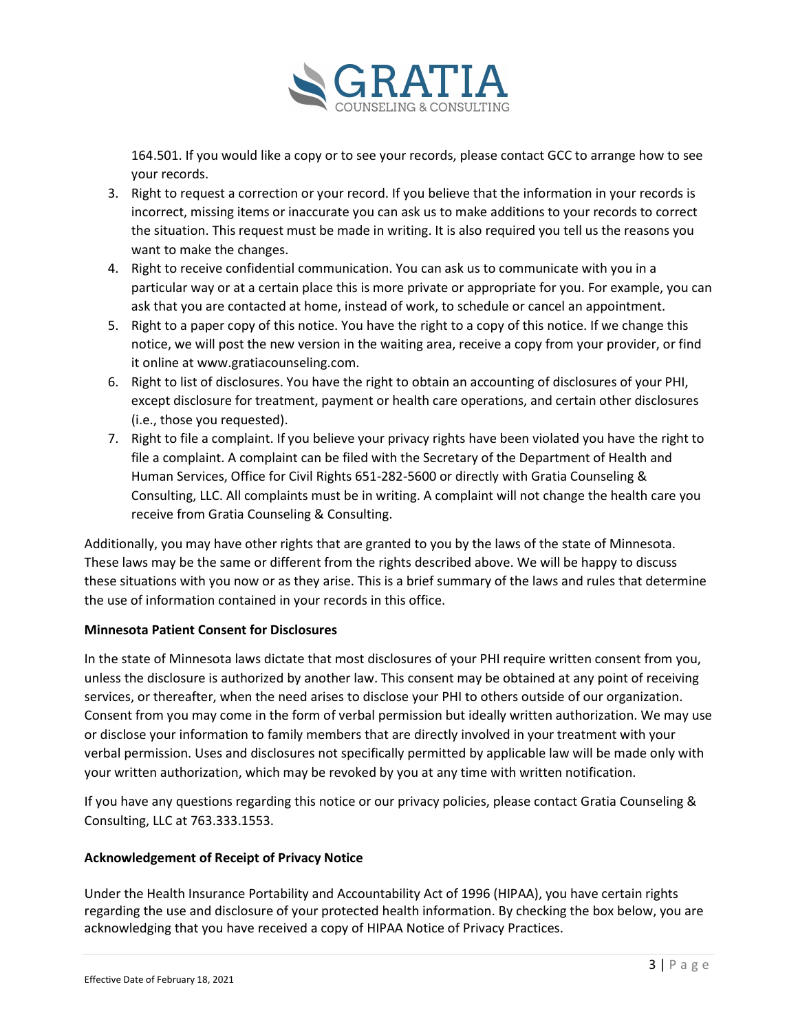164.501. If you would like a copy or to see your records, please contact GCC to arrange how to see your records.

3. Right to request a correction or your record. If you believe that the information in your records is incorrect, missing items or inaccurate you can ask us to make additions to your records to correct the situation. This request must be made in writing. It is also required you tell us the reasons you want to make the changes.
4. Right to receive confidential communication. You can ask us to communicate with you in a particular way or at a certain place this is more private or appropriate for you. For example, you can ask that you are contacted at home, instead of work, to schedule or cancel an appointment.
5. Right to a paper copy of this notice. You have the right to a copy of this notice. If we change this notice, we will post the new version in the waiting area, receive a copy from your provider, or find it online at www.gratiacounseling.com.
6. Right to list of disclosures. You have the right to obtain an accounting of disclosures of your PHI, except disclosure for treatment, payment or health care operations, and certain other disclosures (i.e., those you requested).
7. Right to file a complaint. If you believe your privacy rights have been violated you have the right to file a complaint. A complaint can be filed with the Secretary of the Department of Health and Human Services, Office for Civil Rights 651-282-5600 or directly with Gratia Counseling & Consulting, LLC. All complaints must be in writing. A complaint will not change the health care you receive from Gratia Counseling & Consulting.

Additionally, you may have other rights that are granted to you by the laws of the state of Minnesota. These laws may be the same or different from the rights described above. We will be happy to discuss these situations with you now or as they arise. This is a brief summary of the laws and rules that determine the use of information contained in your records in this office.

**Minnesota Patient Consent for Disclosures**

In the state of Minnesota laws dictate that most disclosures of your PHI require written consent from you, unless the disclosure is authorized by another law. This consent may be obtained at any point of receiving services, or thereafter, when the need arises to disclose your PHI to others outside of our organization. Consent from you may come in the form of verbal permission but ideally written authorization. We may use or disclose your information to family members that are directly involved in your treatment with your verbal permission. Uses and disclosures not specifically permitted by applicable law will be made only with your written authorization, which may be revoked by you at any time with written notification.

If you have any questions regarding this notice or our privacy policies, please contact Gratia Counseling & Consulting, LLC at 763.333.1553.

**Acknowledgement of Receipt of Privacy Notice**

Under the Health Insurance Portability and Accountability Act of 1996 (HIPAA), you have certain rights regarding the use and disclosure of your protected health information. By checking the box below, you are acknowledging that you have received a copy of HIPAA Notice of Privacy Practices.

Effective Date of February 18, 2021